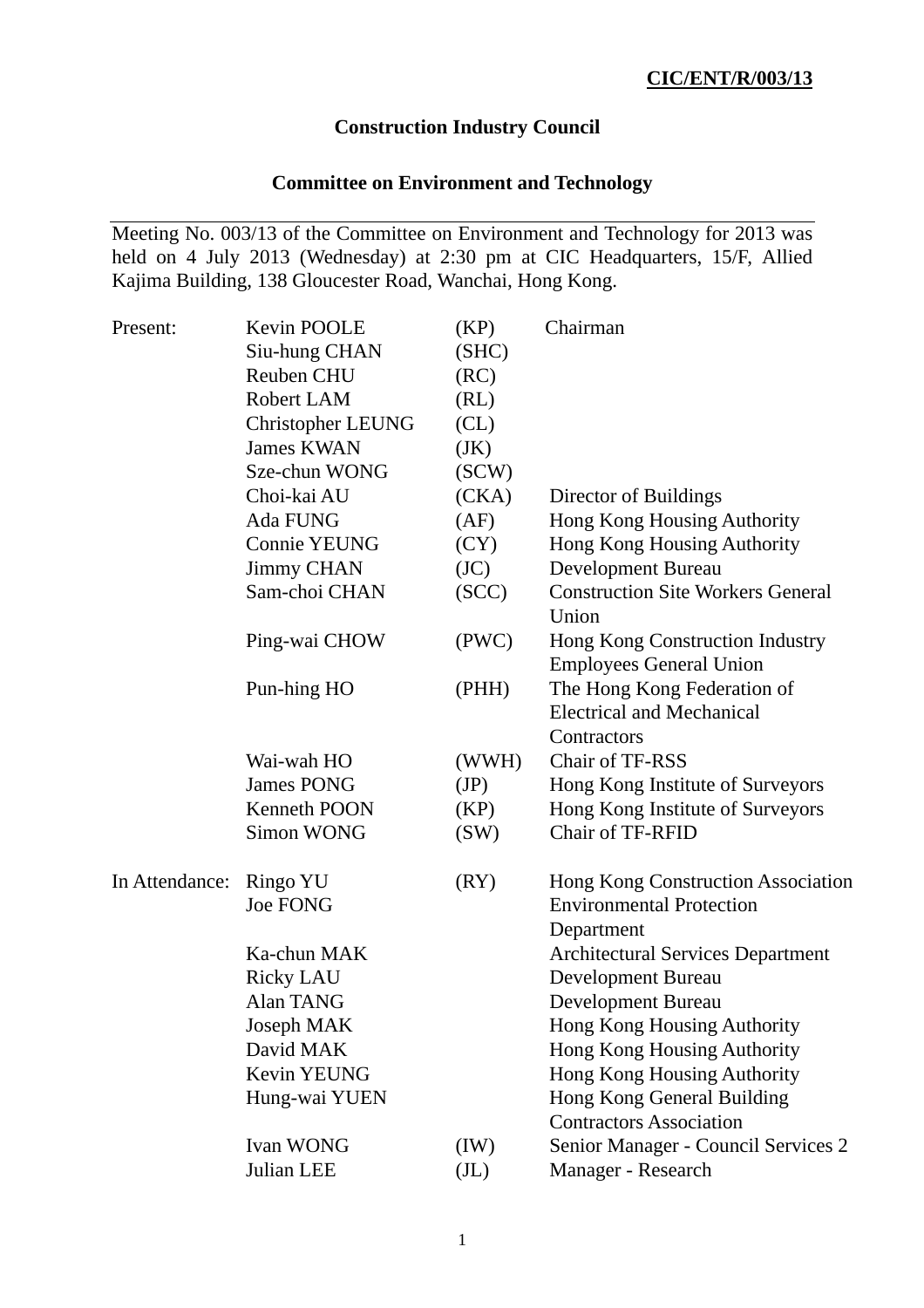**CIC/ENT/R/003/13**

**Construction Industry Council**

**Committee on Environment and Technology**

---

Meeting No. 003/13 of the Committee on Environment and Technology for 2013 was held on 4 July 2013 (Wednesday) at 2:30 pm at CIC Headquarters, 15/F, Allied Kajima Building, 138 Gloucester Road, Wanchai, Hong Kong.

| | | | |
|---|---|---|---|
| Present: | Kevin POOLE | (KP) | Chairman |
| | Siu-hung CHAN | (SHC) | |
| | Reuben CHU | (RC) | |
| | Robert LAM | (RL) | |
| | Christopher LEUNG | (CL) | |
| | James KWAN | (JK) | |
| | Sze-chun WONG | (SCW) | |
| | Choi-kai AU | (CKA) | Director of Buildings |
| | Ada FUNG | (AF) | Hong Kong Housing Authority |
| | Connie YEUNG | (CY) | Hong Kong Housing Authority |
| | Jimmy CHAN | (JC) | Development Bureau |
| | Sam-choi CHAN | (SCC) | Construction Site Workers General Union |
| | Ping-wai CHOW | (PWC) | Hong Kong Construction Industry Employees General Union |
| | Pun-hing HO | (PHH) | The Hong Kong Federation of Electrical and Mechanical Contractors |
| | Wai-wah HO | (WWH) | Chair of TF-RSS |
| | James PONG | (JP) | Hong Kong Institute of Surveyors |
| | Kenneth POON | (KP) | Hong Kong Institute of Surveyors |
| | Simon WONG | (SW) | Chair of TF-RFID |
| In Attendance: | Ringo YU | (RY) | Hong Kong Construction Association |
| | Joe FONG | | Environmental Protection Department |
| | Ka-chun MAK | | Architectural Services Department |
| | Ricky LAU | | Development Bureau |
| | Alan TANG | | Development Bureau |
| | Joseph MAK | | Hong Kong Housing Authority |
| | David MAK | | Hong Kong Housing Authority |
| | Kevin YEUNG | | Hong Kong Housing Authority |
| | Hung-wai YUEN | | Hong Kong General Building Contractors Association |
| | Ivan WONG | (IW) | Senior Manager - Council Services 2 |
| | Julian LEE | (JL) | Manager - Research |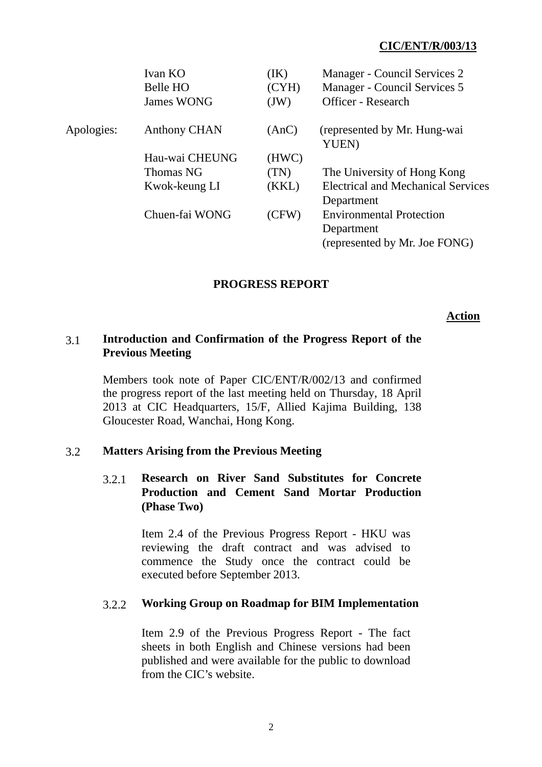**CIC/ENT/R/003/13**

| | | | |
|---|---|---|---|
| | Ivan KO | (IK) | Manager - Council Services 2 |
| | Belle HO | (CYH) | Manager - Council Services 5 |
| | James WONG | (JW) | Officer - Research |
| Apologies: | Anthony CHAN | (AnC) | (represented by Mr. Hung-wai YUEN) |
| | Hau-wai CHEUNG | (HWC) | |
| | Thomas NG | (TN) | The University of Hong Kong |
| | Kwok-keung LI | (KKL) | Electrical and Mechanical Services Department |
| | Chuen-fai WONG | (CFW) | Environmental Protection Department (represented by Mr. Joe FONG) |

## PROGRESS REPORT

**Action**

### 3.1 Introduction and Confirmation of the Progress Report of the Previous Meeting

Members took note of Paper CIC/ENT/R/002/13 and confirmed the progress report of the last meeting held on Thursday, 18 April 2013 at CIC Headquarters, 15/F, Allied Kajima Building, 138 Gloucester Road, Wanchai, Hong Kong.

### 3.2 Matters Arising from the Previous Meeting

#### 3.2.1 Research on River Sand Substitutes for Concrete Production and Cement Sand Mortar Production (Phase Two)

Item 2.4 of the Previous Progress Report - HKU was reviewing the draft contract and was advised to commence the Study once the contract could be executed before September 2013.

#### 3.2.2 Working Group on Roadmap for BIM Implementation

Item 2.9 of the Previous Progress Report - The fact sheets in both English and Chinese versions had been published and were available for the public to download from the CIC's website.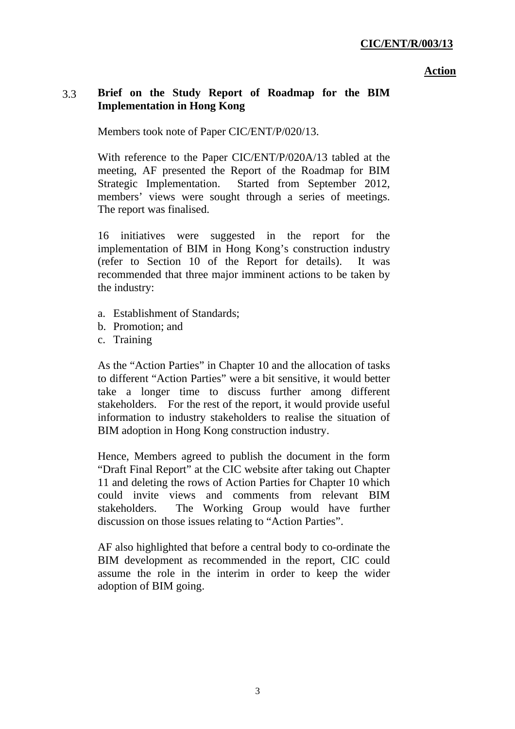**CIC/ENT/R/003/13**

**Action**

3.3 **Brief on the Study Report of Roadmap for the BIM Implementation in Hong Kong**

Members took note of Paper CIC/ENT/P/020/13.

With reference to the Paper CIC/ENT/P/020A/13 tabled at the meeting, AF presented the Report of the Roadmap for BIM Strategic Implementation. Started from September 2012, members' views were sought through a series of meetings. The report was finalised.

16 initiatives were suggested in the report for the implementation of BIM in Hong Kong's construction industry (refer to Section 10 of the Report for details). It was recommended that three major imminent actions to be taken by the industry:

a. Establishment of Standards;
b. Promotion; and
c. Training

As the "Action Parties" in Chapter 10 and the allocation of tasks to different "Action Parties" were a bit sensitive, it would better take a longer time to discuss further among different stakeholders. For the rest of the report, it would provide useful information to industry stakeholders to realise the situation of BIM adoption in Hong Kong construction industry.

Hence, Members agreed to publish the document in the form "Draft Final Report" at the CIC website after taking out Chapter 11 and deleting the rows of Action Parties for Chapter 10 which could invite views and comments from relevant BIM stakeholders. The Working Group would have further discussion on those issues relating to "Action Parties".

AF also highlighted that before a central body to co-ordinate the BIM development as recommended in the report, CIC could assume the role in the interim in order to keep the wider adoption of BIM going.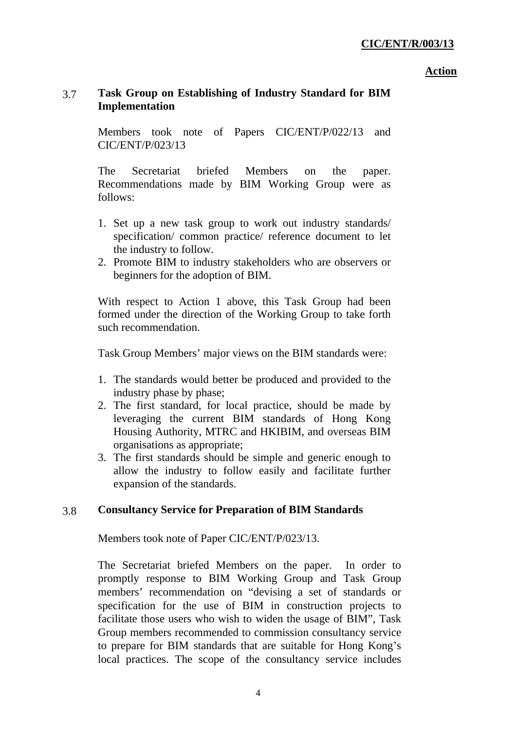**Action**

### 3.7 Task Group on Establishing of Industry Standard for BIM Implementation

Members took note of Papers CIC/ENT/P/022/13 and CIC/ENT/P/023/13

The Secretariat briefed Members on the paper. Recommendations made by BIM Working Group were as follows:

1. Set up a new task group to work out industry standards/ specification/ common practice/ reference document to let the industry to follow.
2. Promote BIM to industry stakeholders who are observers or beginners for the adoption of BIM.

With respect to Action 1 above, this Task Group had been formed under the direction of the Working Group to take forth such recommendation.

Task Group Members' major views on the BIM standards were:

1. The standards would better be produced and provided to the industry phase by phase;
2. The first standard, for local practice, should be made by leveraging the current BIM standards of Hong Kong Housing Authority, MTRC and HKIBIM, and overseas BIM organisations as appropriate;
3. The first standards should be simple and generic enough to allow the industry to follow easily and facilitate further expansion of the standards.

### 3.8 Consultancy Service for Preparation of BIM Standards

Members took note of Paper CIC/ENT/P/023/13.

The Secretariat briefed Members on the paper. In order to promptly response to BIM Working Group and Task Group members' recommendation on "devising a set of standards or specification for the use of BIM in construction projects to facilitate those users who wish to widen the usage of BIM", Task Group members recommended to commission consultancy service to prepare for BIM standards that are suitable for Hong Kong's local practices. The scope of the consultancy service includes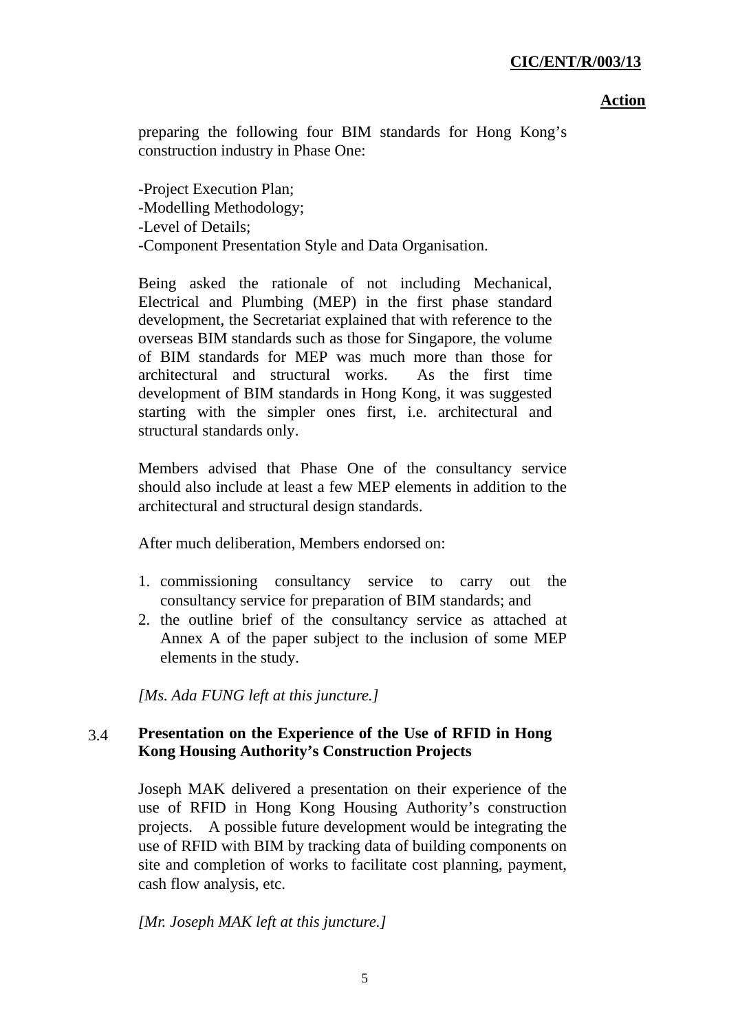**Action**

preparing the following four BIM standards for Hong Kong's construction industry in Phase One:

-Project Execution Plan;
-Modelling Methodology;
-Level of Details;
-Component Presentation Style and Data Organisation.

Being asked the rationale of not including Mechanical, Electrical and Plumbing (MEP) in the first phase standard development, the Secretariat explained that with reference to the overseas BIM standards such as those for Singapore, the volume of BIM standards for MEP was much more than those for architectural and structural works. As the first time development of BIM standards in Hong Kong, it was suggested starting with the simpler ones first, i.e. architectural and structural standards only.

Members advised that Phase One of the consultancy service should also include at least a few MEP elements in addition to the architectural and structural design standards.

After much deliberation, Members endorsed on:

1. commissioning consultancy service to carry out the consultancy service for preparation of BIM standards; and
2. the outline brief of the consultancy service as attached at Annex A of the paper subject to the inclusion of some MEP elements in the study.

*[Ms. Ada FUNG left at this juncture.]*

### 3.4 Presentation on the Experience of the Use of RFID in Hong Kong Housing Authority's Construction Projects

Joseph MAK delivered a presentation on their experience of the use of RFID in Hong Kong Housing Authority's construction projects. A possible future development would be integrating the use of RFID with BIM by tracking data of building components on site and completion of works to facilitate cost planning, payment, cash flow analysis, etc.

*[Mr. Joseph MAK left at this juncture.]*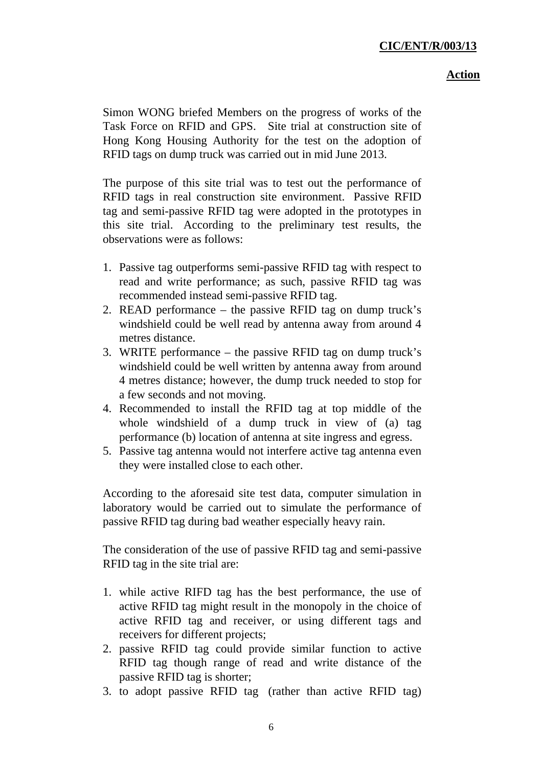Simon WONG briefed Members on the progress of works of the Task Force on RFID and GPS. Site trial at construction site of Hong Kong Housing Authority for the test on the adoption of RFID tags on dump truck was carried out in mid June 2013.

The purpose of this site trial was to test out the performance of RFID tags in real construction site environment. Passive RFID tag and semi-passive RFID tag were adopted in the prototypes in this site trial. According to the preliminary test results, the observations were as follows:

1. Passive tag outperforms semi-passive RFID tag with respect to read and write performance; as such, passive RFID tag was recommended instead semi-passive RFID tag.
2. READ performance – the passive RFID tag on dump truck's windshield could be well read by antenna away from around 4 metres distance.
3. WRITE performance – the passive RFID tag on dump truck's windshield could be well written by antenna away from around 4 metres distance; however, the dump truck needed to stop for a few seconds and not moving.
4. Recommended to install the RFID tag at top middle of the whole windshield of a dump truck in view of (a) tag performance (b) location of antenna at site ingress and egress.
5. Passive tag antenna would not interfere active tag antenna even they were installed close to each other.

According to the aforesaid site test data, computer simulation in laboratory would be carried out to simulate the performance of passive RFID tag during bad weather especially heavy rain.

The consideration of the use of passive RFID tag and semi-passive RFID tag in the site trial are:

1. while active RIFD tag has the best performance, the use of active RFID tag might result in the monopoly in the choice of active RFID tag and receiver, or using different tags and receivers for different projects;
2. passive RFID tag could provide similar function to active RFID tag though range of read and write distance of the passive RFID tag is shorter;
3. to adopt passive RFID tag (rather than active RFID tag)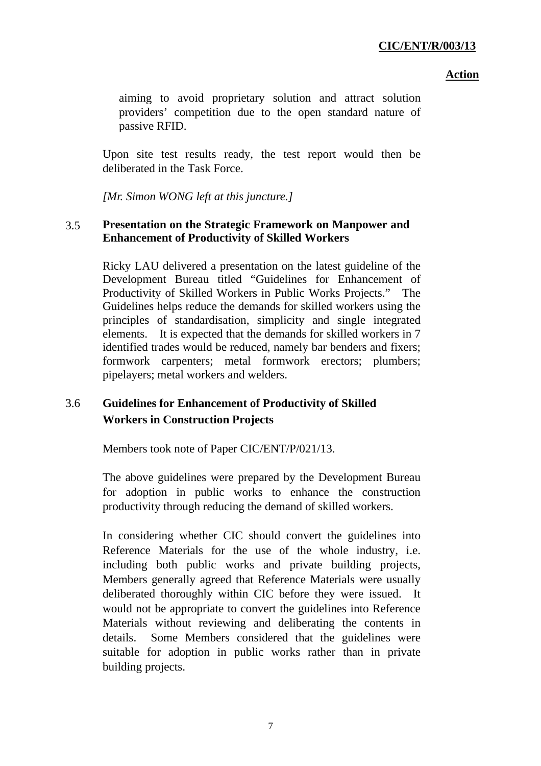**Action**

aiming to avoid proprietary solution and attract solution providers' competition due to the open standard nature of passive RFID.

Upon site test results ready, the test report would then be deliberated in the Task Force.

*[Mr. Simon WONG left at this juncture.]*

3.5 **Presentation on the Strategic Framework on Manpower and Enhancement of Productivity of Skilled Workers**

Ricky LAU delivered a presentation on the latest guideline of the Development Bureau titled "Guidelines for Enhancement of Productivity of Skilled Workers in Public Works Projects." The Guidelines helps reduce the demands for skilled workers using the principles of standardisation, simplicity and single integrated elements. It is expected that the demands for skilled workers in 7 identified trades would be reduced, namely bar benders and fixers; formwork carpenters; metal formwork erectors; plumbers; pipelayers; metal workers and welders.

3.6 **Guidelines for Enhancement of Productivity of Skilled Workers in Construction Projects**

Members took note of Paper CIC/ENT/P/021/13.

The above guidelines were prepared by the Development Bureau for adoption in public works to enhance the construction productivity through reducing the demand of skilled workers.

In considering whether CIC should convert the guidelines into Reference Materials for the use of the whole industry, i.e. including both public works and private building projects, Members generally agreed that Reference Materials were usually deliberated thoroughly within CIC before they were issued. It would not be appropriate to convert the guidelines into Reference Materials without reviewing and deliberating the contents in details. Some Members considered that the guidelines were suitable for adoption in public works rather than in private building projects.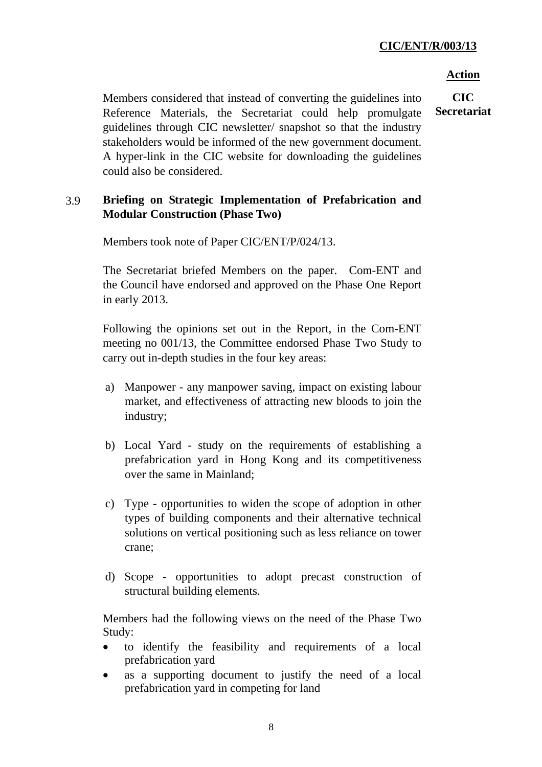**Action**

Members considered that instead of converting the guidelines into Reference Materials, the Secretariat could help promulgate guidelines through CIC newsletter/ snapshot so that the industry stakeholders would be informed of the new government document. A hyper-link in the CIC website for downloading the guidelines could also be considered.

**CIC Secretariat**

3.9 **Briefing on Strategic Implementation of Prefabrication and Modular Construction (Phase Two)**

Members took note of Paper CIC/ENT/P/024/13.

The Secretariat briefed Members on the paper. Com-ENT and the Council have endorsed and approved on the Phase One Report in early 2013.

Following the opinions set out in the Report, in the Com-ENT meeting no 001/13, the Committee endorsed Phase Two Study to carry out in-depth studies in the four key areas:

a) Manpower - any manpower saving, impact on existing labour market, and effectiveness of attracting new bloods to join the industry;

b) Local Yard - study on the requirements of establishing a prefabrication yard in Hong Kong and its competitiveness over the same in Mainland;

c) Type - opportunities to widen the scope of adoption in other types of building components and their alternative technical solutions on vertical positioning such as less reliance on tower crane;

d) Scope - opportunities to adopt precast construction of structural building elements.

Members had the following views on the need of the Phase Two Study:

- to identify the feasibility and requirements of a local prefabrication yard
- as a supporting document to justify the need of a local prefabrication yard in competing for land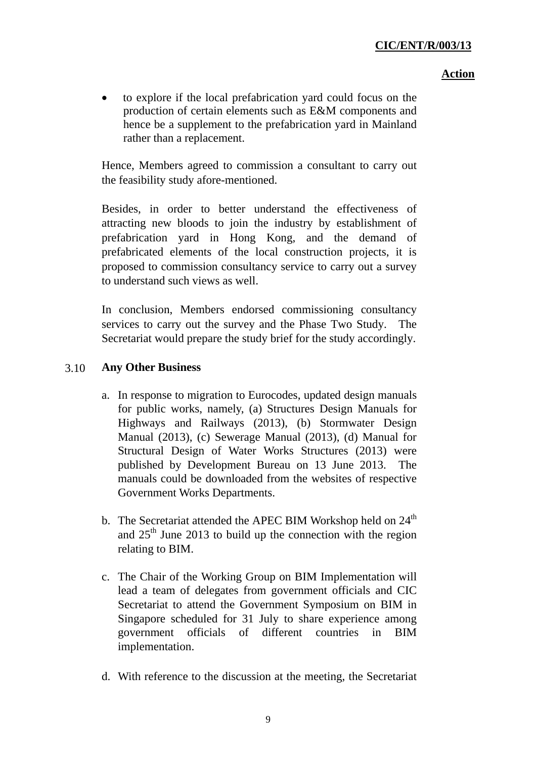**Action**

- to explore if the local prefabrication yard could focus on the production of certain elements such as E&M components and hence be a supplement to the prefabrication yard in Mainland rather than a replacement.

Hence, Members agreed to commission a consultant to carry out the feasibility study afore-mentioned.

Besides, in order to better understand the effectiveness of attracting new bloods to join the industry by establishment of prefabrication yard in Hong Kong, and the demand of prefabricated elements of the local construction projects, it is proposed to commission consultancy service to carry out a survey to understand such views as well.

In conclusion, Members endorsed commissioning consultancy services to carry out the survey and the Phase Two Study. The Secretariat would prepare the study brief for the study accordingly.

### 3.10 Any Other Business

a. In response to migration to Eurocodes, updated design manuals for public works, namely, (a) Structures Design Manuals for Highways and Railways (2013), (b) Stormwater Design Manual (2013), (c) Sewerage Manual (2013), (d) Manual for Structural Design of Water Works Structures (2013) were published by Development Bureau on 13 June 2013. The manuals could be downloaded from the websites of respective Government Works Departments.

b. The Secretariat attended the APEC BIM Workshop held on 24th and 25th June 2013 to build up the connection with the region relating to BIM.

c. The Chair of the Working Group on BIM Implementation will lead a team of delegates from government officials and CIC Secretariat to attend the Government Symposium on BIM in Singapore scheduled for 31 July to share experience among government officials of different countries in BIM implementation.

d. With reference to the discussion at the meeting, the Secretariat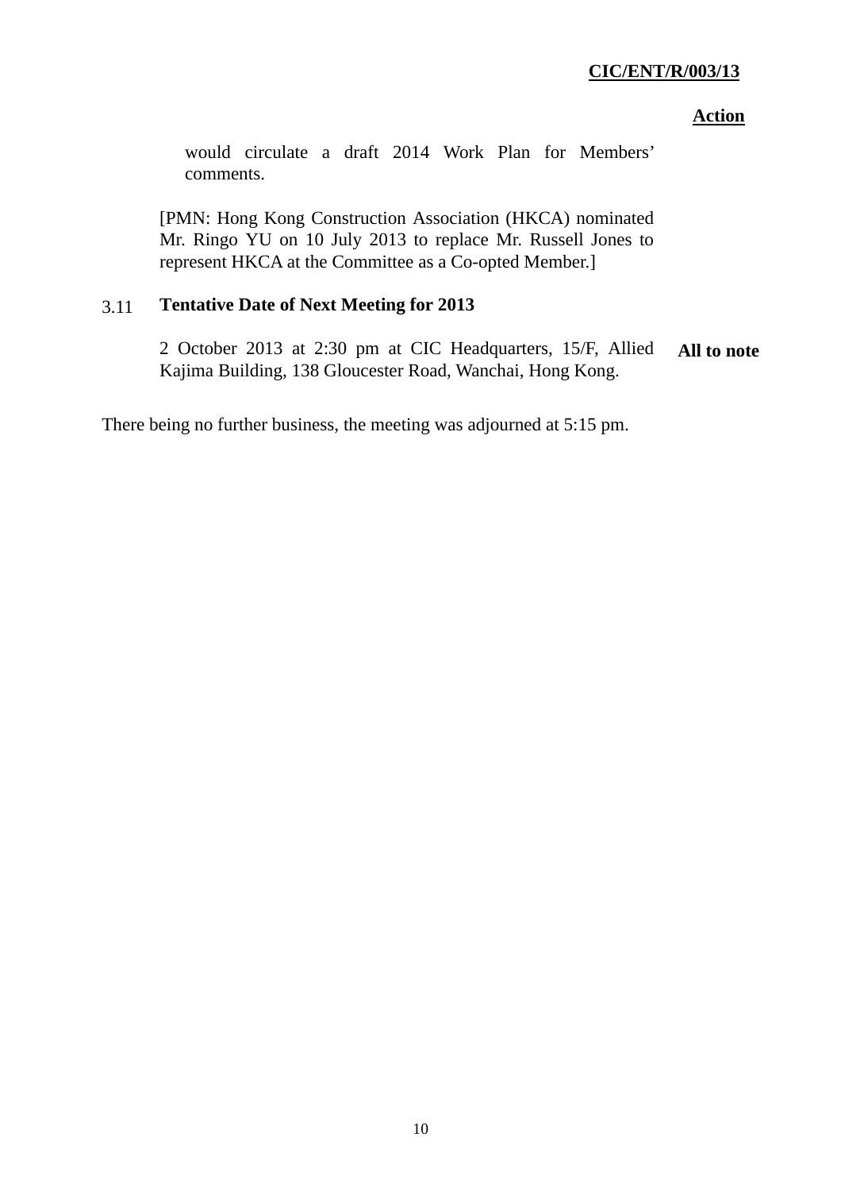**Action**

would circulate a draft 2014 Work Plan for Members' comments.

[PMN: Hong Kong Construction Association (HKCA) nominated Mr. Ringo YU on 10 July 2013 to replace Mr. Russell Jones to represent HKCA at the Committee as a Co-opted Member.]

3.11 **Tentative Date of Next Meeting for 2013**

2 October 2013 at 2:30 pm at CIC Headquarters, 15/F, Allied Kajima Building, 138 Gloucester Road, Wanchai, Hong Kong. **All to note**

There being no further business, the meeting was adjourned at 5:15 pm.